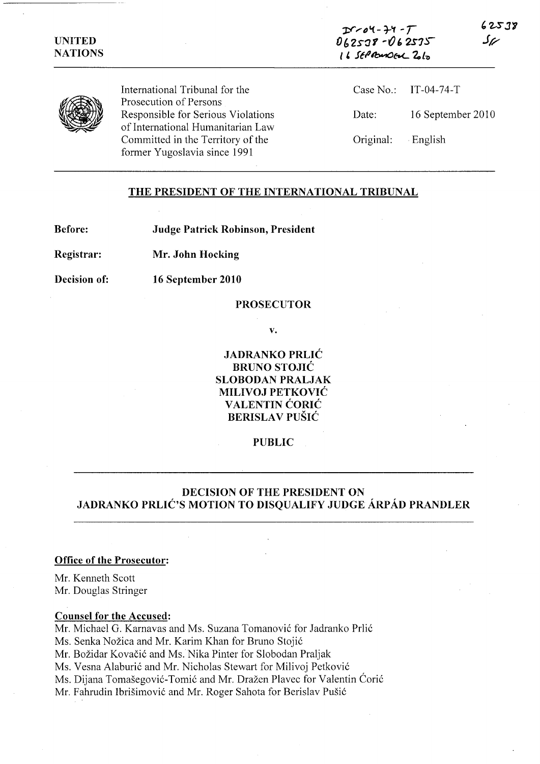UNITED NATIONS

IT-04-74-T
D62538 - D62535
16 SEPTEMBER 2010

62538
SF

International Tribunal for the Prosecution of Persons Responsible for Serious Violations of International Humanitarian Law Committed in the Territory of the former Yugoslavia since 1991

Case No.: IT-04-74-T

Date: 16 September 2010

Original: English

## THE PRESIDENT OF THE INTERNATIONAL TRIBUNAL

**Before:** **Judge Patrick Robinson, President**

**Registrar:** **Mr. John Hocking**

**Decision of:** **16 September 2010**

**PROSECUTOR**

**v.**

**JADRANKO PRLIĆ**
**BRUNO STOJIĆ**
**SLOBODAN PRALJAK**
**MILIVOJ PETKOVIĆ**
**VALENTIN ĆORIĆ**
**BERISLAV PUŠIĆ**

**PUBLIC**

## DECISION OF THE PRESIDENT ON JADRANKO PRLIĆ'S MOTION TO DISQUALIFY JUDGE ÁRPÁD PRANDLER

**Office of the Prosecutor:**

Mr. Kenneth Scott
Mr. Douglas Stringer

**Counsel for the Accused:**

Mr. Michael G. Karnavas and Ms. Suzana Tomanović for Jadranko Prlić
Ms. Senka Nožica and Mr. Karim Khan for Bruno Stojić
Mr. Božidar Kovačić and Ms. Nika Pinter for Slobodan Praljak
Ms. Vesna Alaburić and Mr. Nicholas Stewart for Milivoj Petković
Ms. Dijana Tomašegović-Tomić and Mr. Dražen Plavec for Valentin Ćorić
Mr. Fahrudin Ibrišimović and Mr. Roger Sahota for Berislav Pušić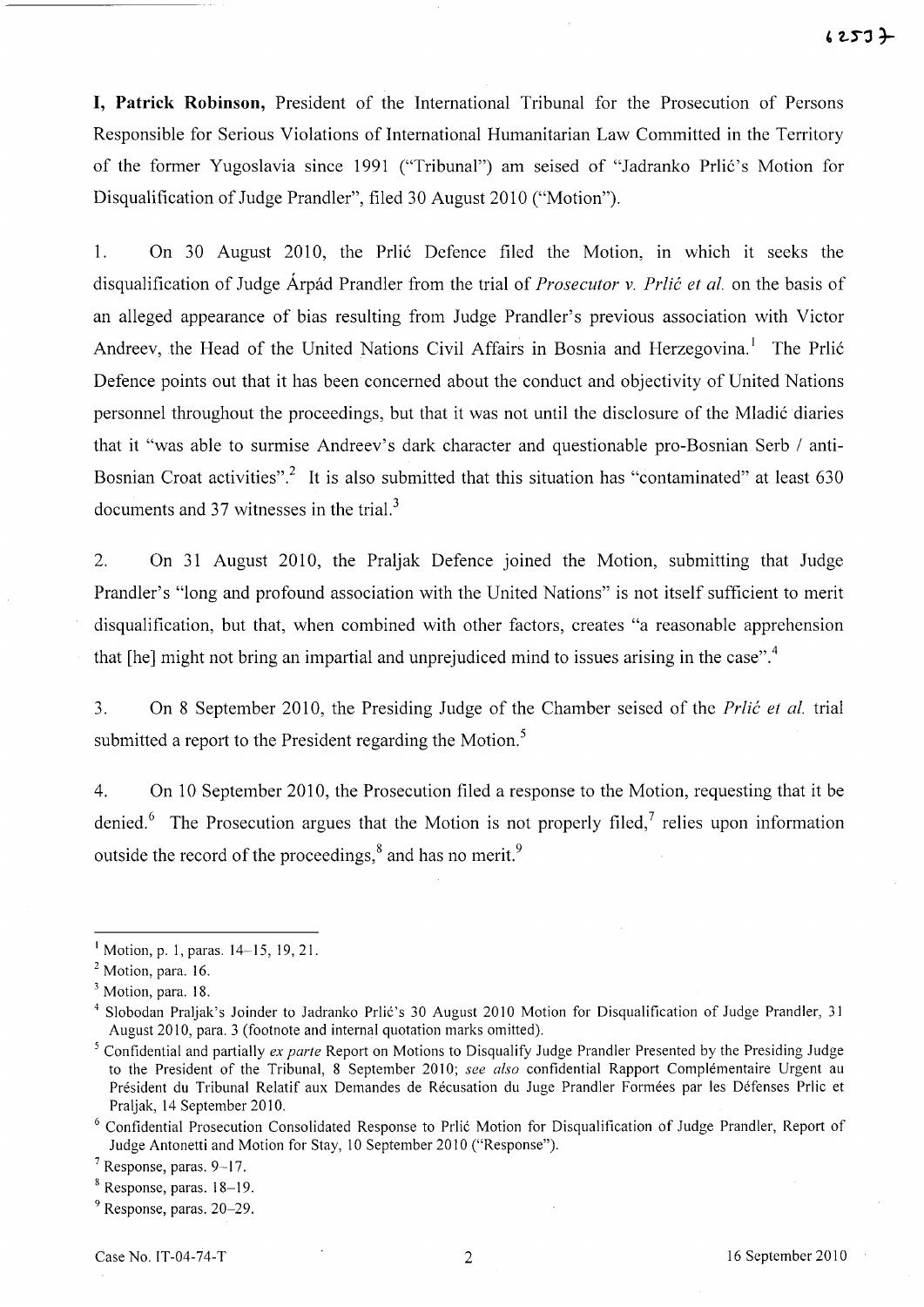**I, Patrick Robinson,** President of the International Tribunal for the Prosecution of Persons Responsible for Serious Violations of International Humanitarian Law Committed in the Territory of the former Yugoslavia since 1991 ("Tribunal") am seised of "Jadranko Prlić's Motion for Disqualification of Judge Prandler", filed 30 August 2010 ("Motion").

1. On 30 August 2010, the Prlić Defence filed the Motion, in which it seeks the disqualification of Judge Árpád Prandler from the trial of *Prosecutor v. Prlić et al.* on the basis of an alleged appearance of bias resulting from Judge Prandler's previous association with Victor Andreev, the Head of the United Nations Civil Affairs in Bosnia and Herzegovina.[1] The Prlić Defence points out that it has been concerned about the conduct and objectivity of United Nations personnel throughout the proceedings, but that it was not until the disclosure of the Mladić diaries that it "was able to surmise Andreev's dark character and questionable pro-Bosnian Serb / anti-Bosnian Croat activities".[2] It is also submitted that this situation has "contaminated" at least 630 documents and 37 witnesses in the trial.[3]

2. On 31 August 2010, the Praljak Defence joined the Motion, submitting that Judge Prandler's "long and profound association with the United Nations" is not itself sufficient to merit disqualification, but that, when combined with other factors, creates "a reasonable apprehension that [he] might not bring an impartial and unprejudiced mind to issues arising in the case".[4]

3. On 8 September 2010, the Presiding Judge of the Chamber seised of the *Prlić et al.* trial submitted a report to the President regarding the Motion.[5]

4. On 10 September 2010, the Prosecution filed a response to the Motion, requesting that it be denied.[6] The Prosecution argues that the Motion is not properly filed,[7] relies upon information outside the record of the proceedings,[8] and has no merit.[9]

---

[1] Motion, p. 1, paras. 14–15, 19, 21.

[2] Motion, para. 16.

[3] Motion, para. 18.

[4] Slobodan Praljak's Joinder to Jadranko Prlić's 30 August 2010 Motion for Disqualification of Judge Prandler, 31 August 2010, para. 3 (footnote and internal quotation marks omitted).

[5] Confidential and partially *ex parte* Report on Motions to Disqualify Judge Prandler Presented by the Presiding Judge to the President of the Tribunal, 8 September 2010; *see also* confidential Rapport Complémentaire Urgent au Président du Tribunal Relatif aux Demandes de Récusation du Juge Prandler Formées par les Défenses Prlic et Praljak, 14 September 2010.

[6] Confidential Prosecution Consolidated Response to Prlić Motion for Disqualification of Judge Prandler, Report of Judge Antonetti and Motion for Stay, 10 September 2010 ("Response").

[7] Response, paras. 9–17.

[8] Response, paras. 18–19.

[9] Response, paras. 20–29.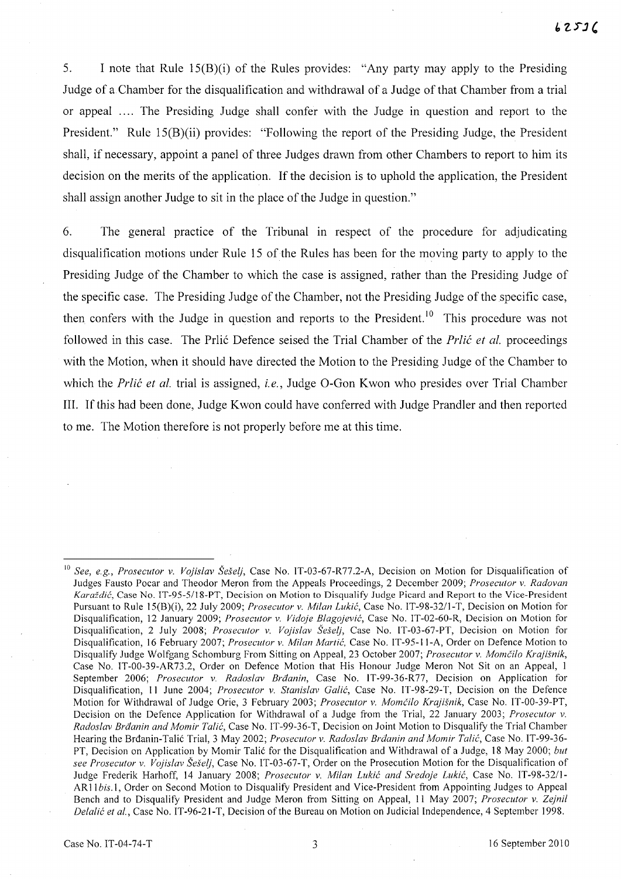5. I note that Rule 15(B)(i) of the Rules provides: "Any party may apply to the Presiding Judge of a Chamber for the disqualification and withdrawal of a Judge of that Chamber from a trial or appeal .... The Presiding Judge shall confer with the Judge in question and report to the President." Rule 15(B)(ii) provides: "Following the report of the Presiding Judge, the President shall, if necessary, appoint a panel of three Judges drawn from other Chambers to report to him its decision on the merits of the application. If the decision is to uphold the application, the President shall assign another Judge to sit in the place of the Judge in question."

6. The general practice of the Tribunal in respect of the procedure for adjudicating disqualification motions under Rule 15 of the Rules has been for the moving party to apply to the Presiding Judge of the Chamber to which the case is assigned, rather than the Presiding Judge of the specific case. The Presiding Judge of the Chamber, not the Presiding Judge of the specific case, then confers with the Judge in question and reports to the President.[10] This procedure was not followed in this case. The Prlić Defence seised the Trial Chamber of the *Prlić et al.* proceedings with the Motion, when it should have directed the Motion to the Presiding Judge of the Chamber to which the *Prlić et al.* trial is assigned, *i.e.*, Judge O-Gon Kwon who presides over Trial Chamber III. If this had been done, Judge Kwon could have conferred with Judge Prandler and then reported to me. The Motion therefore is not properly before me at this time.

---

[10] *See, e.g., Prosecutor v. Vojislav Šešelj*, Case No. IT-03-67-R77.2-A, Decision on Motion for Disqualification of Judges Fausto Pocar and Theodor Meron from the Appeals Proceedings, 2 December 2009; *Prosecutor v. Radovan Karadžić*, Case No. IT-95-5/18-PT, Decision on Motion to Disqualify Judge Picard and Report to the Vice-President Pursuant to Rule 15(B)(i), 22 July 2009; *Prosecutor v. Milan Lukić*, Case No. IT-98-32/1-T, Decision on Motion for Disqualification, 12 January 2009; *Prosecutor v. Vidoje Blagojević*, Case No. IT-02-60-R, Decision on Motion for Disqualification, 2 July 2008; *Prosecutor v. Vojislav Šešelj*, Case No. IT-03-67-PT, Decision on Motion for Disqualification, 16 February 2007; *Prosecutor v. Milan Martić*, Case No. IT-95-11-A, Order on Defence Motion to Disqualify Judge Wolfgang Schomburg From Sitting on Appeal, 23 October 2007; *Prosecutor v. Momčilo Krajišnik*, Case No. IT-00-39-AR73.2, Order on Defence Motion that His Honour Judge Meron Not Sit on an Appeal, 1 September 2006; *Prosecutor v. Radoslav Brđanin*, Case No. IT-99-36-R77, Decision on Application for Disqualification, 11 June 2004; *Prosecutor v. Stanislav Galić*, Case No. IT-98-29-T, Decision on the Defence Motion for Withdrawal of Judge Orie, 3 February 2003; *Prosecutor v. Momčilo Krajišnik*, Case No. IT-00-39-PT, Decision on the Defence Application for Withdrawal of a Judge from the Trial, 22 January 2003; *Prosecutor v. Radoslav Brđanin and Momir Talić*, Case No. IT-99-36-T, Decision on Joint Motion to Disqualify the Trial Chamber Hearing the Brđanin-Talić Trial, 3 May 2002; *Prosecutor v. Radoslav Brđanin and Momir Talić*, Case No. IT-99-36-PT, Decision on Application by Momir Talić for the Disqualification and Withdrawal of a Judge, 18 May 2000; *but see Prosecutor v. Vojislav Šešelj*, Case No. IT-03-67-T, Order on the Prosecution Motion for the Disqualification of Judge Frederik Harhoff, 14 January 2008; *Prosecutor v. Milan Lukić and Sredoje Lukić*, Case No. IT-98-32/1-AR11*bis*.1, Order on Second Motion to Disqualify President and Vice-President from Appointing Judges to Appeal Bench and to Disqualify President and Judge Meron from Sitting on Appeal, 11 May 2007; *Prosecutor v. Zejnil Delalić et al.*, Case No. IT-96-21-T, Decision of the Bureau on Motion on Judicial Independence, 4 September 1998.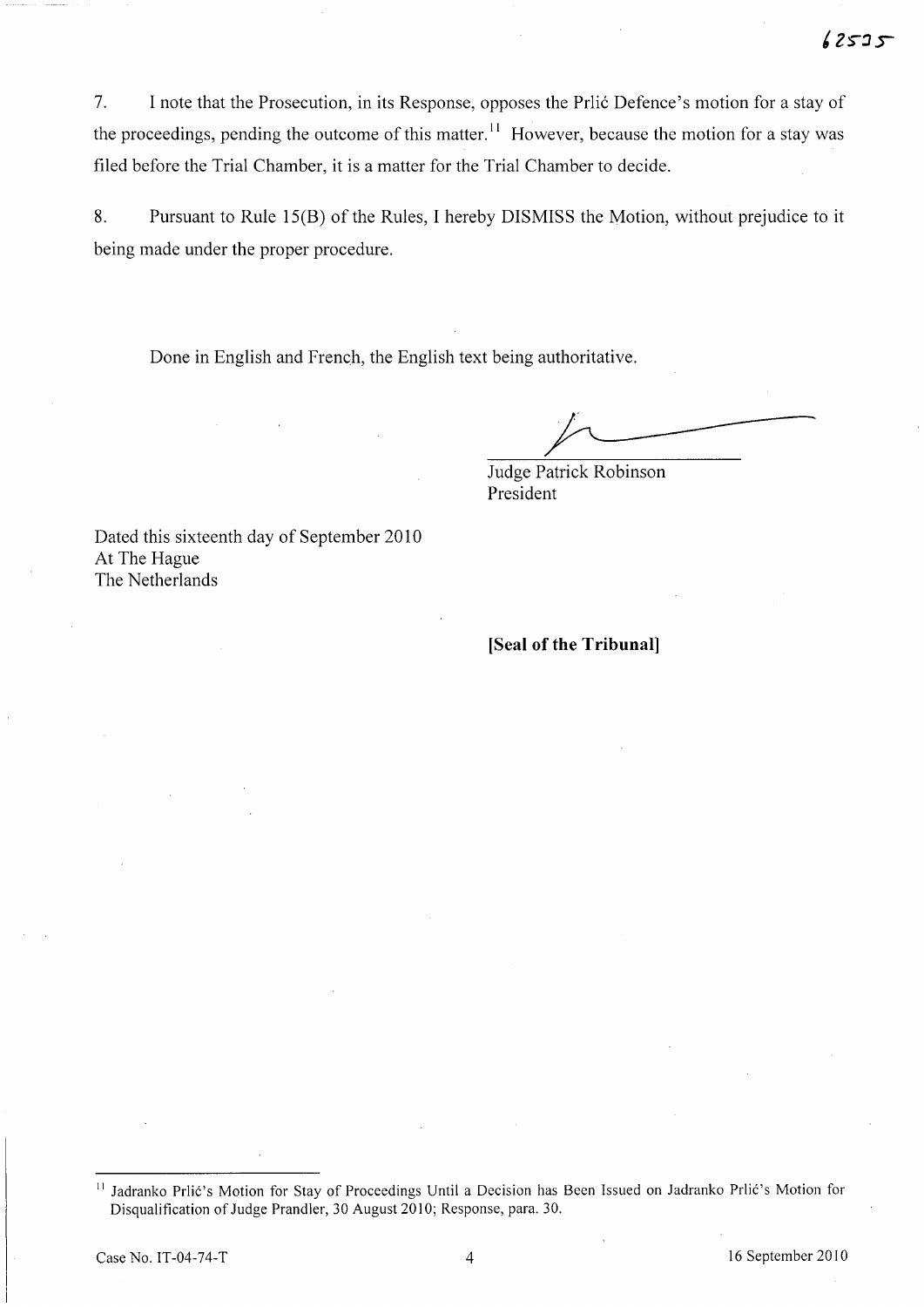7. I note that the Prosecution, in its Response, opposes the Prlić Defence's motion for a stay of the proceedings, pending the outcome of this matter.[11] However, because the motion for a stay was filed before the Trial Chamber, it is a matter for the Trial Chamber to decide.

8. Pursuant to Rule 15(B) of the Rules, I hereby DISMISS the Motion, without prejudice to it being made under the proper procedure.

Done in English and French, the English text being authoritative.

Judge Patrick Robinson
President

Dated this sixteenth day of September 2010
At The Hague
The Netherlands

**[Seal of the Tribunal]**

[11] Jadranko Prlić's Motion for Stay of Proceedings Until a Decision has Been Issued on Jadranko Prlić's Motion for Disqualification of Judge Prandler, 30 August 2010; Response, para. 30.